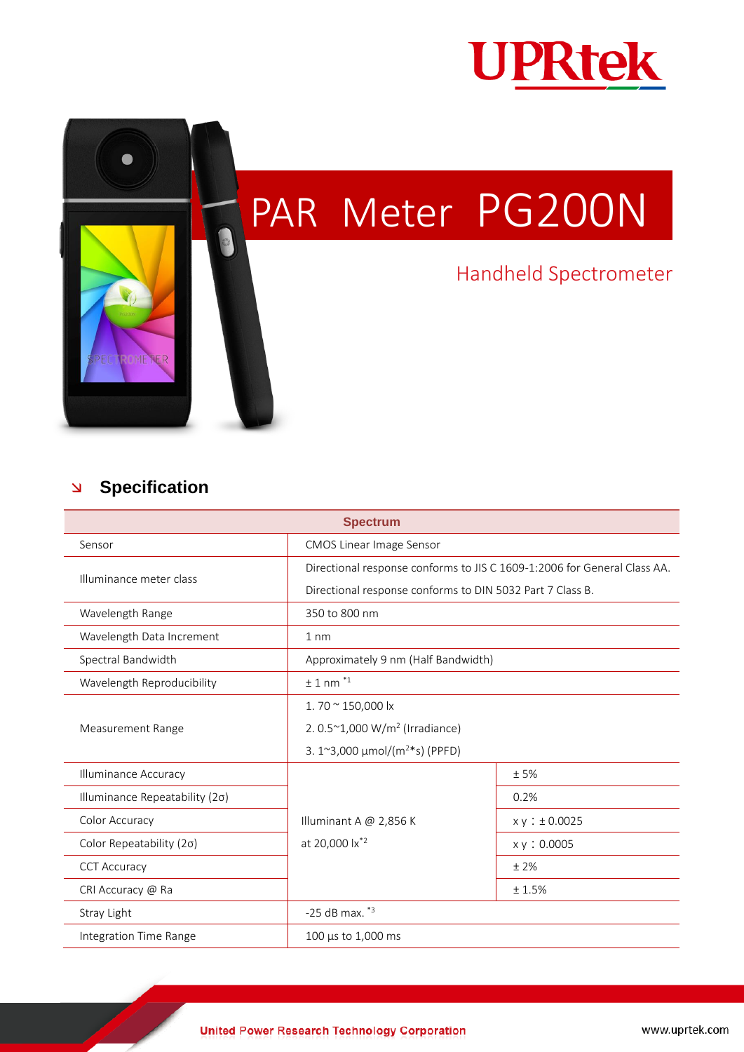# PAR Meter PG200N

## Handheld Spectrometer

## Specification

| Spectrum | | |
|---|---|---|
| Sensor | CMOS Linear Image Sensor | |
| Illuminance meter class | Directional response conforms to JIS C 1609-1:2006 for General Class AA.<br>Directional response conforms to DIN 5032 Part 7 Class B. | |
| Wavelength Range | 350 to 800 nm | |
| Wavelength Data Increment | 1 nm | |
| Spectral Bandwidth | Approximately 9 nm (Half Bandwidth) | |
| Wavelength Reproducibility | ± 1 nm *1 | |
| Measurement Range | 1. 70 ~ 150,000 lx<br>2. 0.5~1,000 W/$m^2$ (Irradiance)<br>3. 1~3,000 μmol/($m^2$*s) (PPFD) | |
| Illuminance Accuracy | Illuminant A @ 2,856 K at 20,000 lx*2 | ± 5% |
| Illuminance Repeatability (2σ) | | 0.2% |
| Color Accuracy | | x y：± 0.0025 |
| Color Repeatability (2σ) | | x y：0.0005 |
| CCT Accuracy | | ± 2% |
| CRI Accuracy @ Ra | | ± 1.5% |
| Stray Light | -25 dB max. *3 | |
| Integration Time Range | 100 μs to 1,000 ms | |

United Power Research Technology Corporation

www.uprtek.com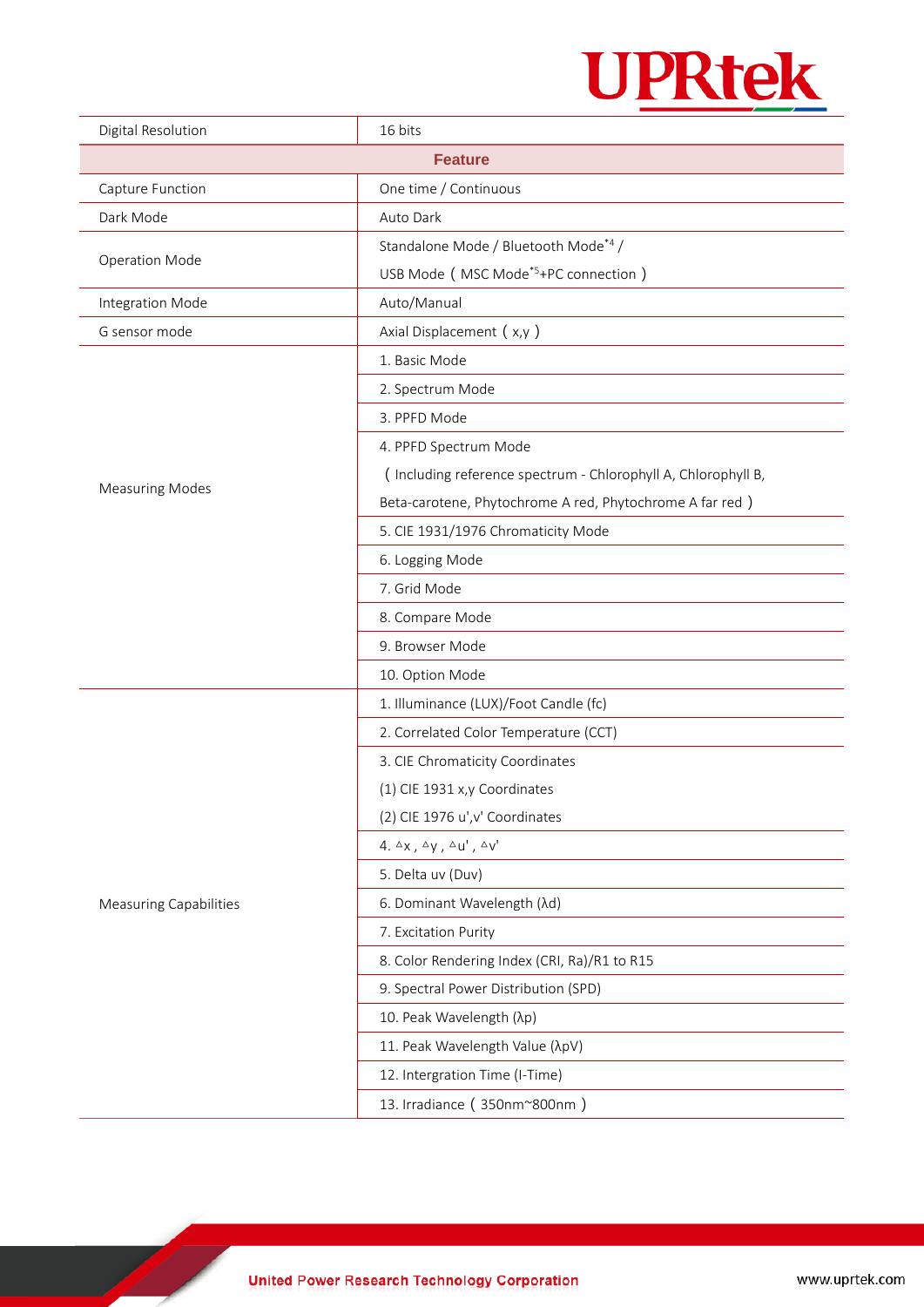| Digital Resolution | 16 bits |
|---|---|
| **Feature** | |
| Capture Function | One time / Continuous |
| Dark Mode | Auto Dark |
| Operation Mode | Standalone Mode / Bluetooth Mode*4 / USB Mode（MSC Mode*5+PC connection） |
| Integration Mode | Auto/Manual |
| G sensor mode | Axial Displacement（x,y） |
| Measuring Modes | 1. Basic Mode |
| | 2. Spectrum Mode |
| | 3. PPFD Mode |
| | 4. PPFD Spectrum Mode（Including reference spectrum - Chlorophyll A, Chlorophyll B, Beta-carotene, Phytochrome A red, Phytochrome A far red） |
| | 5. CIE 1931/1976 Chromaticity Mode |
| | 6. Logging Mode |
| | 7. Grid Mode |
| | 8. Compare Mode |
| | 9. Browser Mode |
| | 10. Option Mode |
| Measuring Capabilities | 1. Illuminance (LUX)/Foot Candle (fc) |
| | 2. Correlated Color Temperature (CCT) |
| | 3. CIE Chromaticity Coordinates (1) CIE 1931 x,y Coordinates (2) CIE 1976 u',v' Coordinates |
| | 4. △x , △y , △u' , △v' |
| | 5. Delta uv (Duv) |
| | 6. Dominant Wavelength (λd) |
| | 7. Excitation Purity |
| | 8. Color Rendering Index (CRI, Ra)/R1 to R15 |
| | 9. Spectral Power Distribution (SPD) |
| | 10. Peak Wavelength (λp) |
| | 11. Peak Wavelength Value (λpV) |
| | 12. Intergration Time (I-Time) |
| | 13. Irradiance（350nm~800nm） |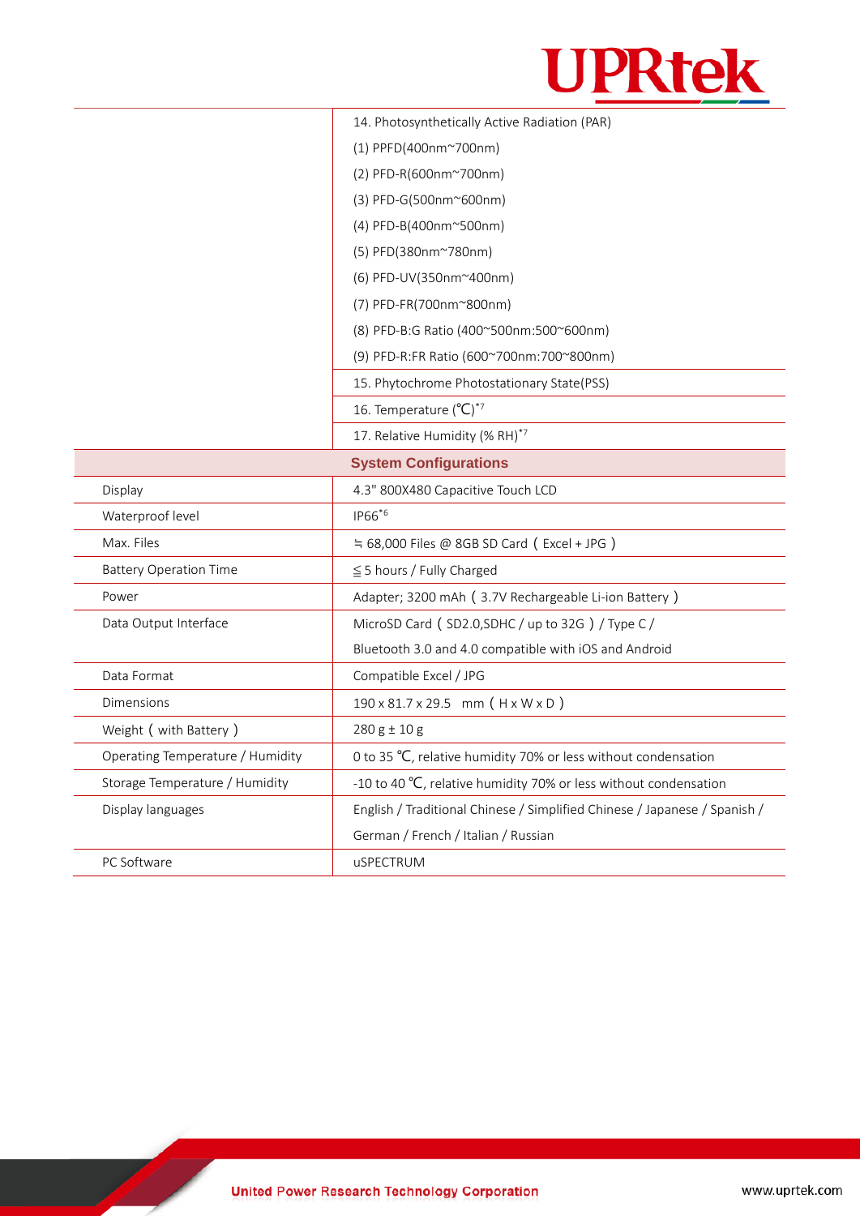| | |
|---|---|
| | 14. Photosynthetically Active Radiation (PAR) |
| | (1) PPFD(400nm~700nm) |
| | (2) PFD-R(600nm~700nm) |
| | (3) PFD-G(500nm~600nm) |
| | (4) PFD-B(400nm~500nm) |
| | (5) PFD(380nm~780nm) |
| | (6) PFD-UV(350nm~400nm) |
| | (7) PFD-FR(700nm~800nm) |
| | (8) PFD-B:G Ratio (400~500nm:500~600nm) |
| | (9) PFD-R:FR Ratio (600~700nm:700~800nm) |
| | 15. Phytochrome Photostationary State(PSS) |
| | 16. Temperature (℃)[*7] |
| | 17. Relative Humidity (% RH)[*7] |
| **System Configurations** | |
| Display | 4.3" 800X480 Capacitive Touch LCD |
| Waterproof level | IP66[*6] |
| Max. Files | ≒ 68,000 Files @ 8GB SD Card（Excel + JPG） |
| Battery Operation Time | ≦5 hours / Fully Charged |
| Power | Adapter; 3200 mAh（3.7V Rechargeable Li-ion Battery） |
| Data Output Interface | MicroSD Card（SD2.0,SDHC / up to 32G）/ Type C / Bluetooth 3.0 and 4.0 compatible with iOS and Android |
| Data Format | Compatible Excel / JPG |
| Dimensions | 190 x 81.7 x 29.5 mm（H x W x D） |
| Weight（with Battery） | 280 g ± 10 g |
| Operating Temperature / Humidity | 0 to 35 ℃, relative humidity 70% or less without condensation |
| Storage Temperature / Humidity | -10 to 40 ℃, relative humidity 70% or less without condensation |
| Display languages | English / Traditional Chinese / Simplified Chinese / Japanese / Spanish / German / French / Italian / Russian |
| PC Software | uSPECTRUM |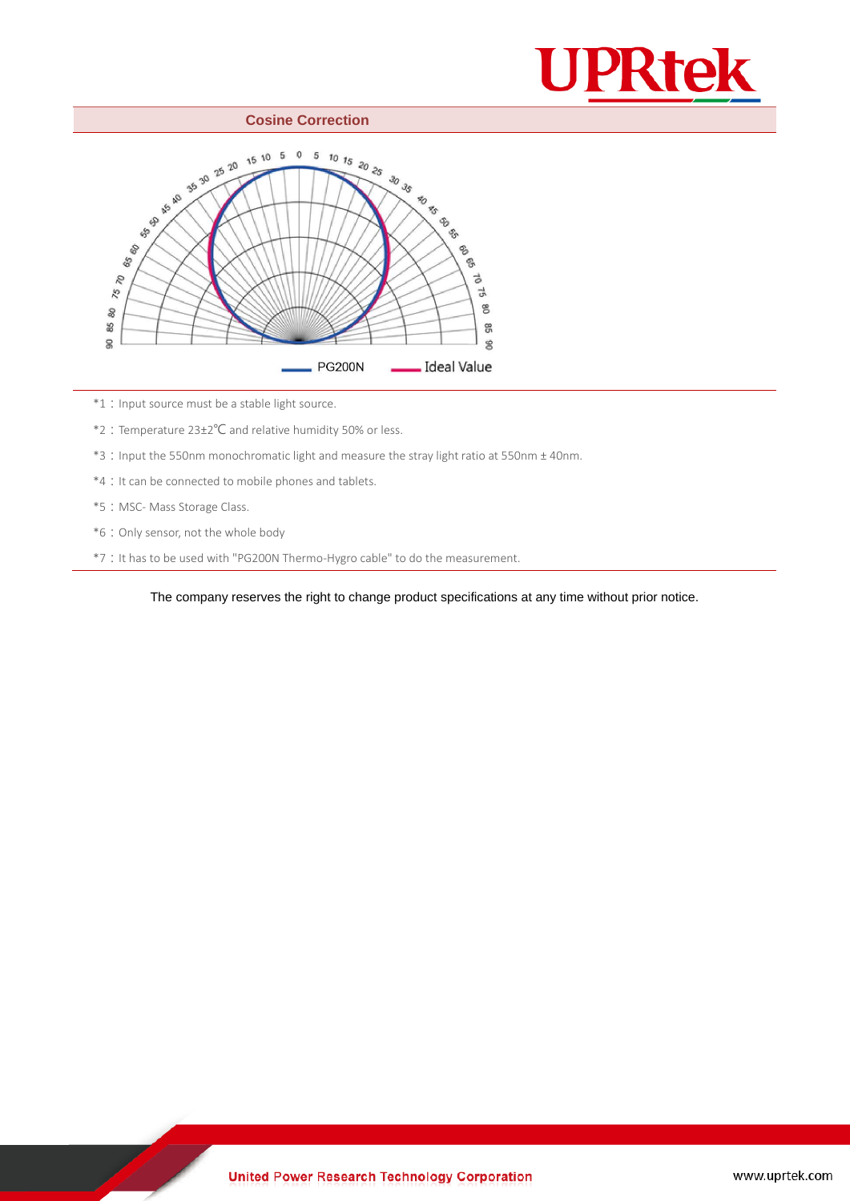## Cosine Correction

90 85 80 75 70 65 60 55 50 45 40 35 30 25 20 15 10 5 0 5 10 15 20 25 30 35 40 45 50 55 60 65 70 75 80 85 90

PG200N

Ideal Value

*1：Input source must be a stable light source.

*2：Temperature 23±2℃ and relative humidity 50% or less.

*3：Input the 550nm monochromatic light and measure the stray light ratio at 550nm ± 40nm.

*4：It can be connected to mobile phones and tablets.

*5：MSC- Mass Storage Class.

*6：Only sensor, not the whole body

*7：It has to be used with "PG200N Thermo-Hygro cable" to do the measurement.

The company reserves the right to change product specifications at any time without prior notice.